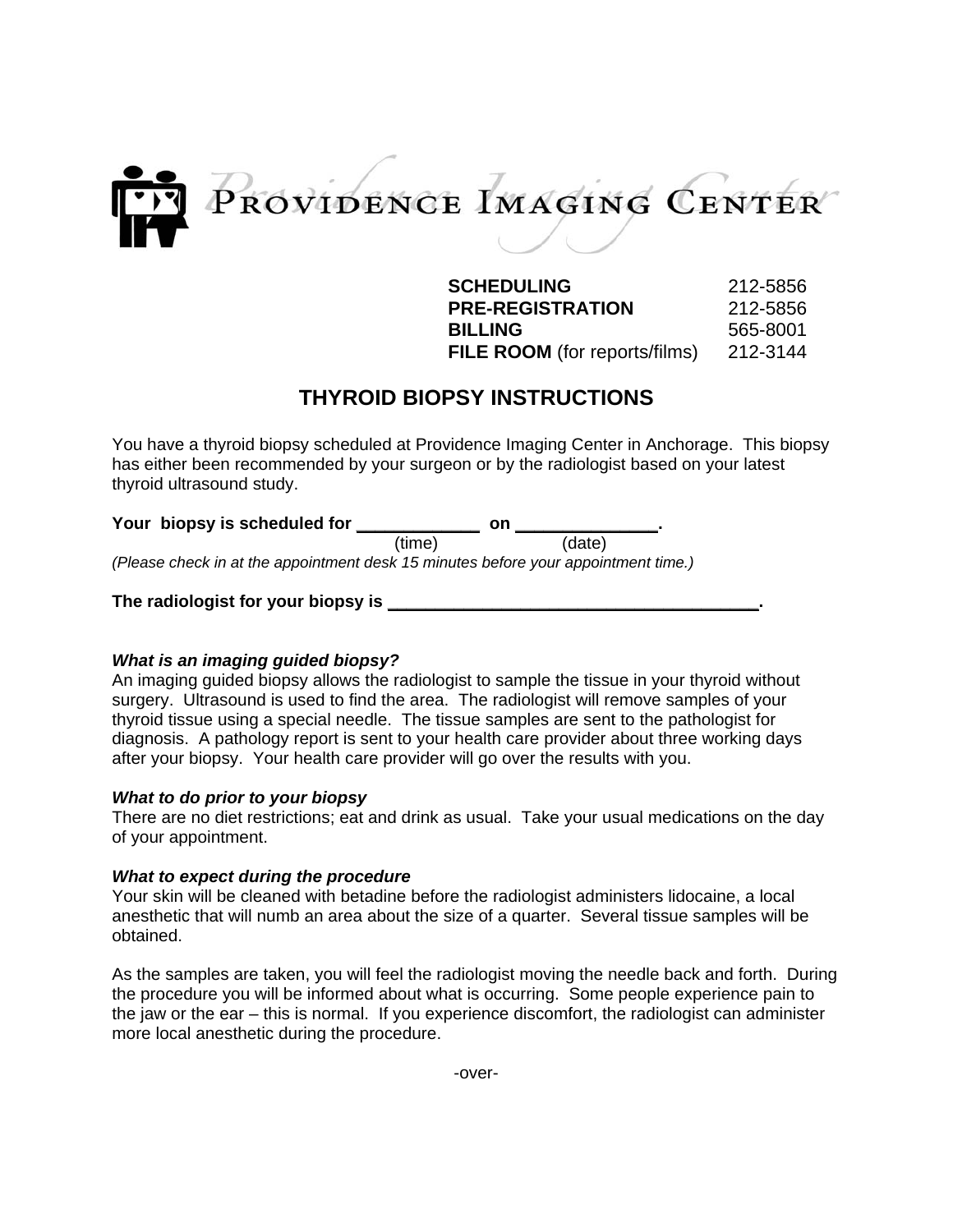PROVIDENCE IMAGING CENTER

| | |
|---|---|
| **SCHEDULING** | 212-5856 |
| **PRE-REGISTRATION** | 212-5856 |
| **BILLING** | 565-8001 |
| **FILE ROOM** (for reports/films) | 212-3144 |

# THYROID BIOPSY INSTRUCTIONS

You have a thyroid biopsy scheduled at Providence Imaging Center in Anchorage. This biopsy has either been recommended by your surgeon or by the radiologist based on your latest thyroid ultrasound study.

**Your biopsy is scheduled for ____________ on ______________.**
(time) (date)

*(Please check in at the appointment desk 15 minutes before your appointment time.)*

**The radiologist for your biopsy is ______________________________________.**

***What is an imaging guided biopsy?***

An imaging guided biopsy allows the radiologist to sample the tissue in your thyroid without surgery. Ultrasound is used to find the area. The radiologist will remove samples of your thyroid tissue using a special needle. The tissue samples are sent to the pathologist for diagnosis. A pathology report is sent to your health care provider about three working days after your biopsy. Your health care provider will go over the results with you.

***What to do prior to your biopsy***

There are no diet restrictions; eat and drink as usual. Take your usual medications on the day of your appointment.

***What to expect during the procedure***

Your skin will be cleaned with betadine before the radiologist administers lidocaine, a local anesthetic that will numb an area about the size of a quarter. Several tissue samples will be obtained.

As the samples are taken, you will feel the radiologist moving the needle back and forth. During the procedure you will be informed about what is occurring. Some people experience pain to the jaw or the ear – this is normal. If you experience discomfort, the radiologist can administer more local anesthetic during the procedure.

-over-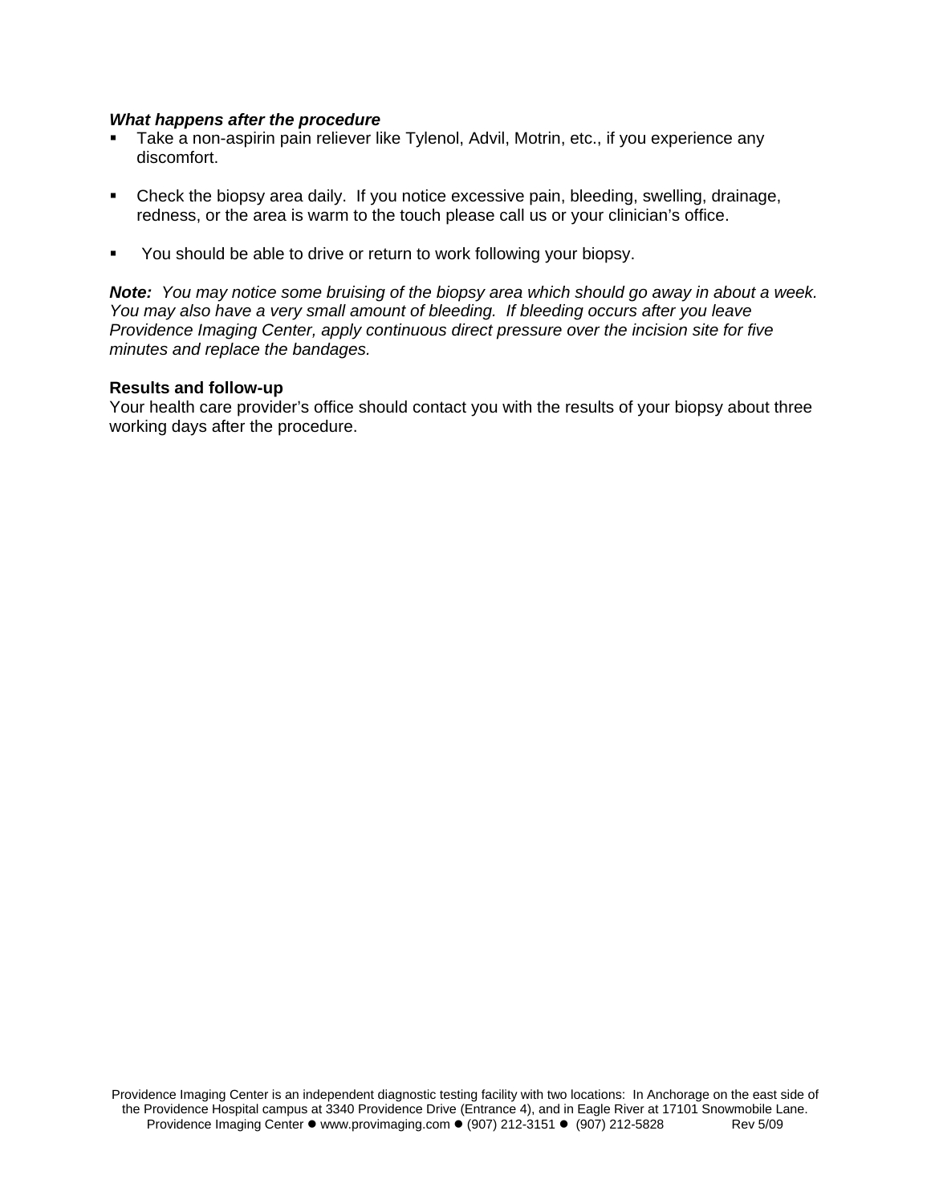***What happens after the procedure***

- Take a non-aspirin pain reliever like Tylenol, Advil, Motrin, etc., if you experience any discomfort.
- Check the biopsy area daily. If you notice excessive pain, bleeding, swelling, drainage, redness, or the area is warm to the touch please call us or your clinician's office.
- You should be able to drive or return to work following your biopsy.

***Note:*** *You may notice some bruising of the biopsy area which should go away in about a week. You may also have a very small amount of bleeding. If bleeding occurs after you leave Providence Imaging Center, apply continuous direct pressure over the incision site for five minutes and replace the bandages.*

**Results and follow-up**

Your health care provider's office should contact you with the results of your biopsy about three working days after the procedure.